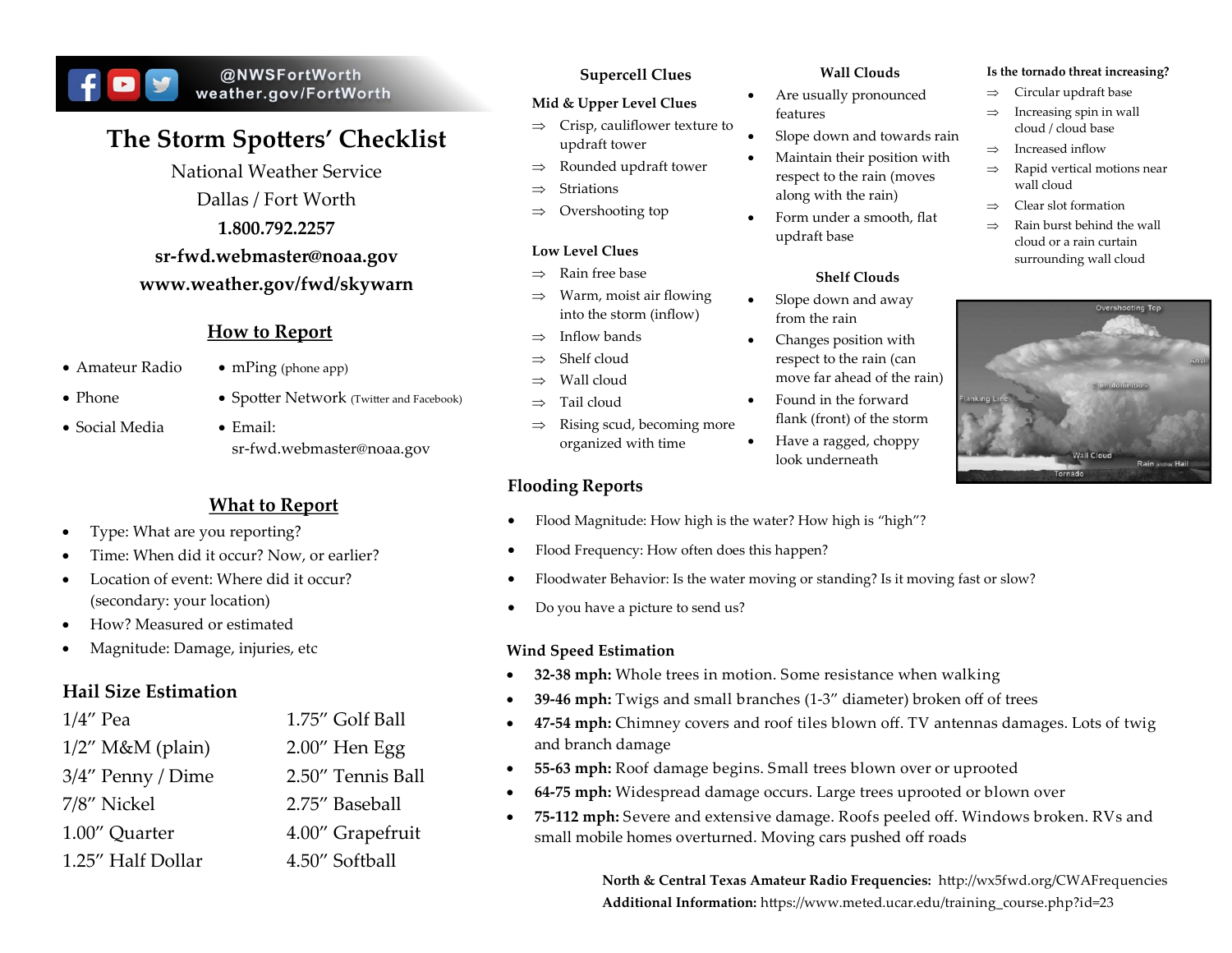@NWSFortWorth
weather.gov/FortWorth

# The Storm Spotters' Checklist

National Weather Service
Dallas / Fort Worth
**1.800.792.2257**
**sr-fwd.webmaster@noaa.gov**
**www.weather.gov/fwd/skywarn**

## How to Report

- Amateur Radio
- Phone
- Social Media
- mPing (phone app)
- Spotter Network (Twitter and Facebook)
- Email: sr-fwd.webmaster@noaa.gov

## What to Report

- Type: What are you reporting?
- Time: When did it occur? Now, or earlier?
- Location of event: Where did it occur? (secondary: your location)
- How? Measured or estimated
- Magnitude: Damage, injuries, etc

## Hail Size Estimation

| | |
|---|---|
| 1/4" Pea | 1.75" Golf Ball |
| 1/2" M&M (plain) | 2.00" Hen Egg |
| 3/4" Penny / Dime | 2.50" Tennis Ball |
| 7/8" Nickel | 2.75" Baseball |
| 1.00" Quarter | 4.00" Grapefruit |
| 1.25" Half Dollar | 4.50" Softball |

## Supercell Clues

### Mid & Upper Level Clues

- ⇒ Crisp, cauliflower texture to updraft tower
- ⇒ Rounded updraft tower
- ⇒ Striations
- ⇒ Overshooting top

### Low Level Clues

- ⇒ Rain free base
- ⇒ Warm, moist air flowing into the storm (inflow)
- ⇒ Inflow bands
- ⇒ Shelf cloud
- ⇒ Wall cloud
- ⇒ Tail cloud
- ⇒ Rising scud, becoming more organized with time

## Wall Clouds

- Are usually pronounced features
- Slope down and towards rain
- Maintain their position with respect to the rain (moves along with the rain)
- Form under a smooth, flat updraft base

## Shelf Clouds

- Slope down and away from the rain
- Changes position with respect to the rain (can move far ahead of the rain)
- Found in the forward flank (front) of the storm
- Have a ragged, choppy look underneath

## Is the tornado threat increasing?

- ⇒ Circular updraft base
- ⇒ Increasing spin in wall cloud / cloud base
- ⇒ Increased inflow
- ⇒ Rapid vertical motions near wall cloud
- ⇒ Clear slot formation
- ⇒ Rain burst behind the wall cloud or a rain curtain surrounding wall cloud

Overshooting Top, Anvil, Cumulonimbus, Flanking Line, Wall Cloud, Rain and/or Hail, Tornado

## Flooding Reports

- Flood Magnitude: How high is the water? How high is "high"?
- Flood Frequency: How often does this happen?
- Floodwater Behavior: Is the water moving or standing? Is it moving fast or slow?
- Do you have a picture to send us?

## Wind Speed Estimation

- **32-38 mph:** Whole trees in motion. Some resistance when walking
- **39-46 mph:** Twigs and small branches (1-3" diameter) broken off of trees
- **47-54 mph:** Chimney covers and roof tiles blown off. TV antennas damages. Lots of twig and branch damage
- **55-63 mph:** Roof damage begins. Small trees blown over or uprooted
- **64-75 mph:** Widespread damage occurs. Large trees uprooted or blown over
- **75-112 mph:** Severe and extensive damage. Roofs peeled off. Windows broken. RVs and small mobile homes overturned. Moving cars pushed off roads

**North & Central Texas Amateur Radio Frequencies:** http://wx5fwd.org/CWAFrequencies
**Additional Information:** https://www.meted.ucar.edu/training_course.php?id=23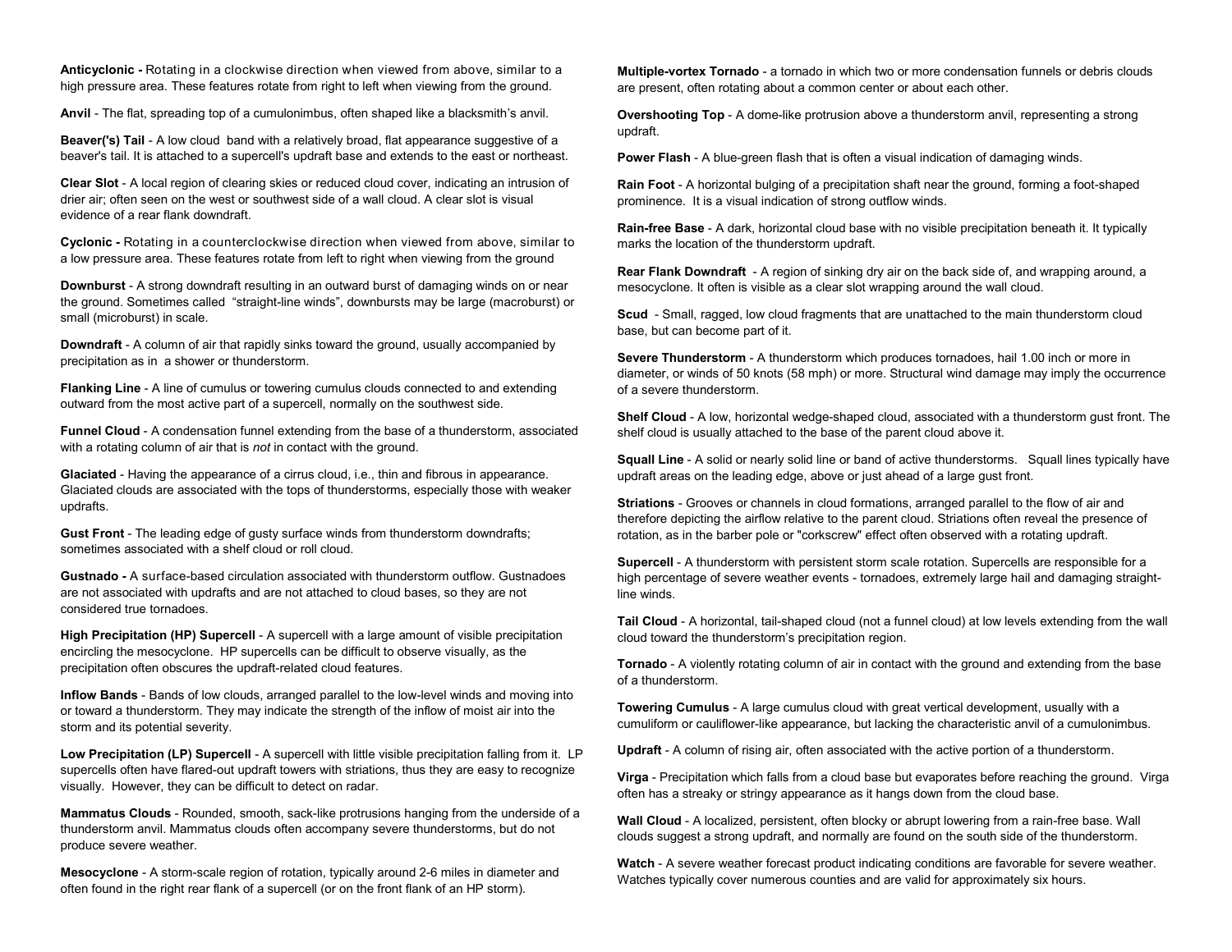**Anticyclonic -** Rotating in a clockwise direction when viewed from above, similar to a high pressure area. These features rotate from right to left when viewing from the ground.

**Anvil** - The flat, spreading top of a cumulonimbus, often shaped like a blacksmith's anvil.

**Beaver('s) Tail** - A low cloud band with a relatively broad, flat appearance suggestive of a beaver's tail. It is attached to a supercell's updraft base and extends to the east or northeast.

**Clear Slot** - A local region of clearing skies or reduced cloud cover, indicating an intrusion of drier air; often seen on the west or southwest side of a wall cloud. A clear slot is visual evidence of a rear flank downdraft.

**Cyclonic -** Rotating in a counterclockwise direction when viewed from above, similar to a low pressure area. These features rotate from left to right when viewing from the ground

**Downburst** - A strong downdraft resulting in an outward burst of damaging winds on or near the ground. Sometimes called "straight-line winds", downbursts may be large (macroburst) or small (microburst) in scale.

**Downdraft** - A column of air that rapidly sinks toward the ground, usually accompanied by precipitation as in a shower or thunderstorm.

**Flanking Line** - A line of cumulus or towering cumulus clouds connected to and extending outward from the most active part of a supercell, normally on the southwest side.

**Funnel Cloud** - A condensation funnel extending from the base of a thunderstorm, associated with a rotating column of air that is *not* in contact with the ground.

**Glaciated** - Having the appearance of a cirrus cloud, i.e., thin and fibrous in appearance. Glaciated clouds are associated with the tops of thunderstorms, especially those with weaker updrafts.

**Gust Front** - The leading edge of gusty surface winds from thunderstorm downdrafts; sometimes associated with a shelf cloud or roll cloud.

**Gustnado -** A surface-based circulation associated with thunderstorm outflow. Gustnadoes are not associated with updrafts and are not attached to cloud bases, so they are not considered true tornadoes.

**High Precipitation (HP) Supercell** - A supercell with a large amount of visible precipitation encircling the mesocyclone. HP supercells can be difficult to observe visually, as the precipitation often obscures the updraft-related cloud features.

**Inflow Bands** - Bands of low clouds, arranged parallel to the low-level winds and moving into or toward a thunderstorm. They may indicate the strength of the inflow of moist air into the storm and its potential severity.

**Low Precipitation (LP) Supercell** - A supercell with little visible precipitation falling from it. LP supercells often have flared-out updraft towers with striations, thus they are easy to recognize visually. However, they can be difficult to detect on radar.

**Mammatus Clouds** - Rounded, smooth, sack-like protrusions hanging from the underside of a thunderstorm anvil. Mammatus clouds often accompany severe thunderstorms, but do not produce severe weather.

**Mesocyclone** - A storm-scale region of rotation, typically around 2-6 miles in diameter and often found in the right rear flank of a supercell (or on the front flank of an HP storm).

**Multiple-vortex Tornado** - a tornado in which two or more condensation funnels or debris clouds are present, often rotating about a common center or about each other.

**Overshooting Top** - A dome-like protrusion above a thunderstorm anvil, representing a strong updraft.

**Power Flash** - A blue-green flash that is often a visual indication of damaging winds.

**Rain Foot** - A horizontal bulging of a precipitation shaft near the ground, forming a foot-shaped prominence. It is a visual indication of strong outflow winds.

**Rain-free Base** - A dark, horizontal cloud base with no visible precipitation beneath it. It typically marks the location of the thunderstorm updraft.

**Rear Flank Downdraft** - A region of sinking dry air on the back side of, and wrapping around, a mesocyclone. It often is visible as a clear slot wrapping around the wall cloud.

**Scud** - Small, ragged, low cloud fragments that are unattached to the main thunderstorm cloud base, but can become part of it.

**Severe Thunderstorm** - A thunderstorm which produces tornadoes, hail 1.00 inch or more in diameter, or winds of 50 knots (58 mph) or more. Structural wind damage may imply the occurrence of a severe thunderstorm.

**Shelf Cloud** - A low, horizontal wedge-shaped cloud, associated with a thunderstorm gust front. The shelf cloud is usually attached to the base of the parent cloud above it.

**Squall Line** - A solid or nearly solid line or band of active thunderstorms. Squall lines typically have updraft areas on the leading edge, above or just ahead of a large gust front.

**Striations** - Grooves or channels in cloud formations, arranged parallel to the flow of air and therefore depicting the airflow relative to the parent cloud. Striations often reveal the presence of rotation, as in the barber pole or "corkscrew" effect often observed with a rotating updraft.

**Supercell** - A thunderstorm with persistent storm scale rotation. Supercells are responsible for a high percentage of severe weather events - tornadoes, extremely large hail and damaging straight-line winds.

**Tail Cloud** - A horizontal, tail-shaped cloud (not a funnel cloud) at low levels extending from the wall cloud toward the thunderstorm's precipitation region.

**Tornado** - A violently rotating column of air in contact with the ground and extending from the base of a thunderstorm.

**Towering Cumulus** - A large cumulus cloud with great vertical development, usually with a cumuliform or cauliflower-like appearance, but lacking the characteristic anvil of a cumulonimbus.

**Updraft** - A column of rising air, often associated with the active portion of a thunderstorm.

**Virga** - Precipitation which falls from a cloud base but evaporates before reaching the ground. Virga often has a streaky or stringy appearance as it hangs down from the cloud base.

**Wall Cloud** - A localized, persistent, often blocky or abrupt lowering from a rain-free base. Wall clouds suggest a strong updraft, and normally are found on the south side of the thunderstorm.

**Watch** - A severe weather forecast product indicating conditions are favorable for severe weather. Watches typically cover numerous counties and are valid for approximately six hours.